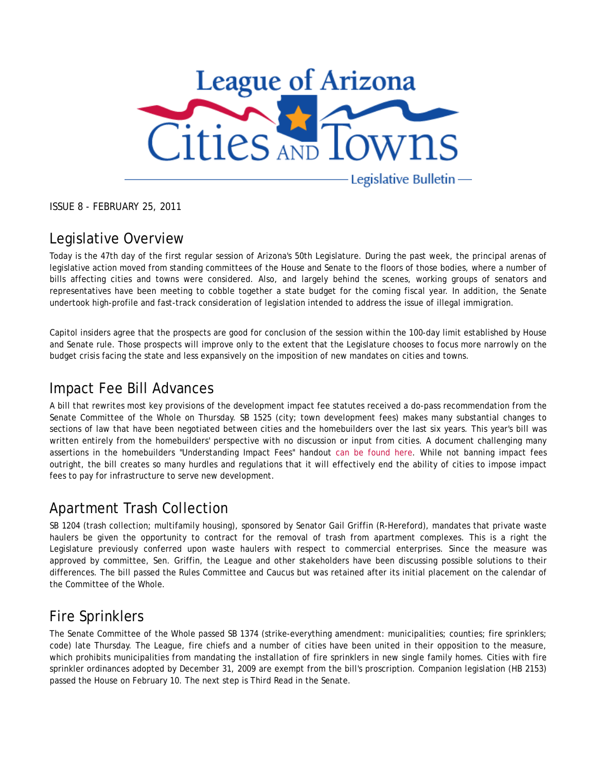# League of Arizona Cities and Towns

Legislative Bulletin

ISSUE 8 - FEBRUARY 25, 2011

## Legislative Overview

Today is the 47th day of the first regular session of Arizona's 50th Legislature. During the past week, the principal arenas of legislative action moved from standing committees of the House and Senate to the floors of those bodies, where a number of bills affecting cities and towns were considered. Also, and largely behind the scenes, working groups of senators and representatives have been meeting to cobble together a state budget for the coming fiscal year. In addition, the Senate undertook high-profile and fast-track consideration of legislation intended to address the issue of illegal immigration.

Capitol insiders agree that the prospects are good for conclusion of the session within the 100-day limit established by House and Senate rule. Those prospects will improve only to the extent that the Legislature chooses to focus more narrowly on the budget crisis facing the state and less expansively on the imposition of new mandates on cities and towns.

## Impact Fee Bill Advances

A bill that rewrites most key provisions of the development impact fee statutes received a do-pass recommendation from the Senate Committee of the Whole on Thursday. SB 1525 (city; town development fees) makes many substantial changes to sections of law that have been negotiated between cities and the homebuilders over the last six years. This year's bill was written entirely from the homebuilders' perspective with no discussion or input from cities. A document challenging many assertions in the homebuilders "Understanding Impact Fees" handout can be found here. While not banning impact fees outright, the bill creates so many hurdles and regulations that it will effectively end the ability of cities to impose impact fees to pay for infrastructure to serve new development.

## Apartment Trash Collection

SB 1204 (trash collection; multifamily housing), sponsored by Senator Gail Griffin (R-Hereford), mandates that private waste haulers be given the opportunity to contract for the removal of trash from apartment complexes. This is a right the Legislature previously conferred upon waste haulers with respect to commercial enterprises. Since the measure was approved by committee, Sen. Griffin, the League and other stakeholders have been discussing possible solutions to their differences. The bill passed the Rules Committee and Caucus but was retained after its initial placement on the calendar of the Committee of the Whole.

## Fire Sprinklers

The Senate Committee of the Whole passed SB 1374 (strike-everything amendment: municipalities; counties; fire sprinklers; code) late Thursday. The League, fire chiefs and a number of cities have been united in their opposition to the measure, which prohibits municipalities from mandating the installation of fire sprinklers in new single family homes. Cities with fire sprinkler ordinances adopted by December 31, 2009 are exempt from the bill's proscription. Companion legislation (HB 2153) passed the House on February 10. The next step is Third Read in the Senate.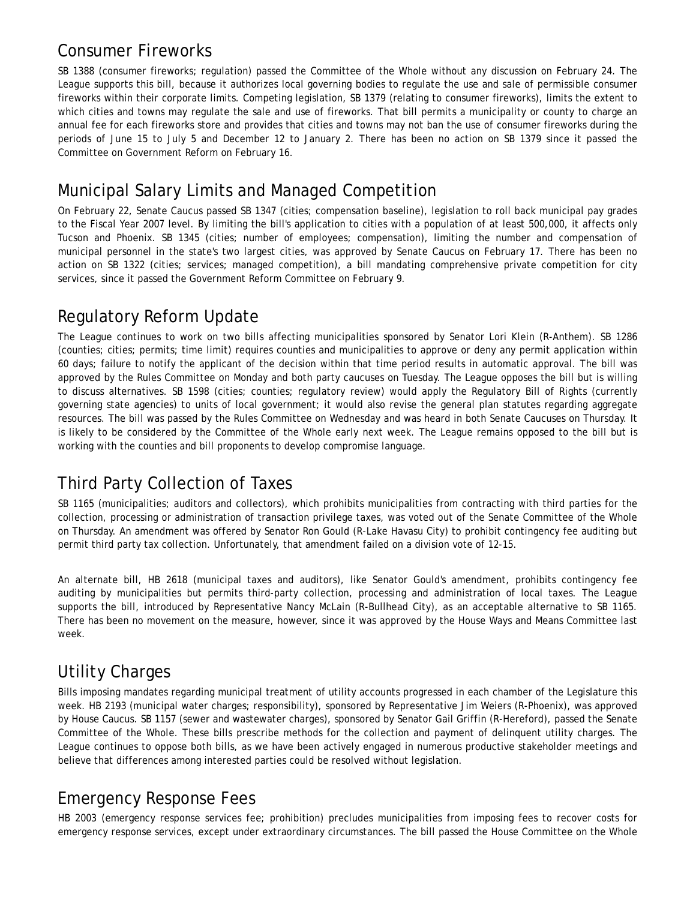## Consumer Fireworks

SB 1388 (consumer fireworks; regulation) passed the Committee of the Whole without any discussion on February 24. The League supports this bill, because it authorizes local governing bodies to regulate the use and sale of permissible consumer fireworks within their corporate limits. Competing legislation, SB 1379 (relating to consumer fireworks), limits the extent to which cities and towns may regulate the sale and use of fireworks. That bill permits a municipality or county to charge an annual fee for each fireworks store and provides that cities and towns may not ban the use of consumer fireworks during the periods of June 15 to July 5 and December 12 to January 2. There has been no action on SB 1379 since it passed the Committee on Government Reform on February 16.

## Municipal Salary Limits and Managed Competition

On February 22, Senate Caucus passed SB 1347 (cities; compensation baseline), legislation to roll back municipal pay grades to the Fiscal Year 2007 level. By limiting the bill's application to cities with a population of at least 500,000, it affects only Tucson and Phoenix. SB 1345 (cities; number of employees; compensation), limiting the number and compensation of municipal personnel in the state's two largest cities, was approved by Senate Caucus on February 17. There has been no action on SB 1322 (cities; services; managed competition), a bill mandating comprehensive private competition for city services, since it passed the Government Reform Committee on February 9.

## Regulatory Reform Update

The League continues to work on two bills affecting municipalities sponsored by Senator Lori Klein (R-Anthem). SB 1286 (counties; cities; permits; time limit) requires counties and municipalities to approve or deny any permit application within 60 days; failure to notify the applicant of the decision within that time period results in automatic approval. The bill was approved by the Rules Committee on Monday and both party caucuses on Tuesday. The League opposes the bill but is willing to discuss alternatives. SB 1598 (cities; counties; regulatory review) would apply the Regulatory Bill of Rights (currently governing state agencies) to units of local government; it would also revise the general plan statutes regarding aggregate resources. The bill was passed by the Rules Committee on Wednesday and was heard in both Senate Caucuses on Thursday. It is likely to be considered by the Committee of the Whole early next week. The League remains opposed to the bill but is working with the counties and bill proponents to develop compromise language.

## Third Party Collection of Taxes

SB 1165 (municipalities; auditors and collectors), which prohibits municipalities from contracting with third parties for the collection, processing or administration of transaction privilege taxes, was voted out of the Senate Committee of the Whole on Thursday. An amendment was offered by Senator Ron Gould (R-Lake Havasu City) to prohibit contingency fee auditing but permit third party tax collection. Unfortunately, that amendment failed on a division vote of 12-15.

An alternate bill, HB 2618 (municipal taxes and auditors), like Senator Gould's amendment, prohibits contingency fee auditing by municipalities but permits third-party collection, processing and administration of local taxes. The League supports the bill, introduced by Representative Nancy McLain (R-Bullhead City), as an acceptable alternative to SB 1165. There has been no movement on the measure, however, since it was approved by the House Ways and Means Committee last week.

## Utility Charges

Bills imposing mandates regarding municipal treatment of utility accounts progressed in each chamber of the Legislature this week. HB 2193 (municipal water charges; responsibility), sponsored by Representative Jim Weiers (R-Phoenix), was approved by House Caucus. SB 1157 (sewer and wastewater charges), sponsored by Senator Gail Griffin (R-Hereford), passed the Senate Committee of the Whole. These bills prescribe methods for the collection and payment of delinquent utility charges. The League continues to oppose both bills, as we have been actively engaged in numerous productive stakeholder meetings and believe that differences among interested parties could be resolved without legislation.

## Emergency Response Fees

HB 2003 (emergency response services fee; prohibition) precludes municipalities from imposing fees to recover costs for emergency response services, except under extraordinary circumstances. The bill passed the House Committee on the Whole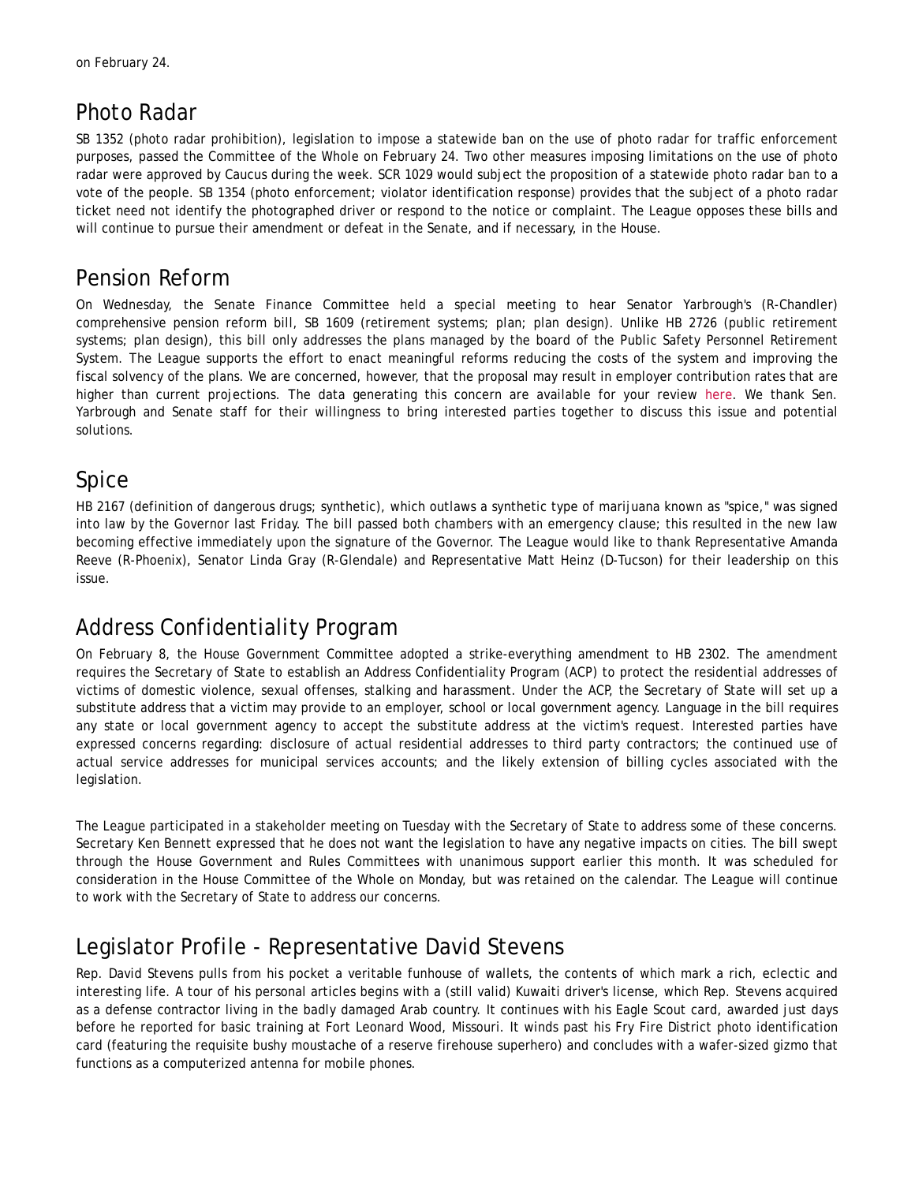on February 24.

## Photo Radar

SB 1352 (photo radar prohibition), legislation to impose a statewide ban on the use of photo radar for traffic enforcement purposes, passed the Committee of the Whole on February 24. Two other measures imposing limitations on the use of photo radar were approved by Caucus during the week. SCR 1029 would subject the proposition of a statewide photo radar ban to a vote of the people. SB 1354 (photo enforcement; violator identification response) provides that the subject of a photo radar ticket need not identify the photographed driver or respond to the notice or complaint. The League opposes these bills and will continue to pursue their amendment or defeat in the Senate, and if necessary, in the House.

## Pension Reform

On Wednesday, the Senate Finance Committee held a special meeting to hear Senator Yarbrough's (R-Chandler) comprehensive pension reform bill, SB 1609 (retirement systems; plan; plan design). Unlike HB 2726 (public retirement systems; plan design), this bill only addresses the plans managed by the board of the Public Safety Personnel Retirement System. The League supports the effort to enact meaningful reforms reducing the costs of the system and improving the fiscal solvency of the plans. We are concerned, however, that the proposal may result in employer contribution rates that are higher than current projections. The data generating this concern are available for your review here. We thank Sen. Yarbrough and Senate staff for their willingness to bring interested parties together to discuss this issue and potential solutions.

## Spice

HB 2167 (definition of dangerous drugs; synthetic), which outlaws a synthetic type of marijuana known as "spice," was signed into law by the Governor last Friday. The bill passed both chambers with an emergency clause; this resulted in the new law becoming effective immediately upon the signature of the Governor. The League would like to thank Representative Amanda Reeve (R-Phoenix), Senator Linda Gray (R-Glendale) and Representative Matt Heinz (D-Tucson) for their leadership on this issue.

## Address Confidentiality Program

On February 8, the House Government Committee adopted a strike-everything amendment to HB 2302. The amendment requires the Secretary of State to establish an Address Confidentiality Program (ACP) to protect the residential addresses of victims of domestic violence, sexual offenses, stalking and harassment. Under the ACP, the Secretary of State will set up a substitute address that a victim may provide to an employer, school or local government agency. Language in the bill requires any state or local government agency to accept the substitute address at the victim's request. Interested parties have expressed concerns regarding: disclosure of actual residential addresses to third party contractors; the continued use of actual service addresses for municipal services accounts; and the likely extension of billing cycles associated with the legislation.

The League participated in a stakeholder meeting on Tuesday with the Secretary of State to address some of these concerns. Secretary Ken Bennett expressed that he does not want the legislation to have any negative impacts on cities. The bill swept through the House Government and Rules Committees with unanimous support earlier this month. It was scheduled for consideration in the House Committee of the Whole on Monday, but was retained on the calendar. The League will continue to work with the Secretary of State to address our concerns.

## Legislator Profile - Representative David Stevens

Rep. David Stevens pulls from his pocket a veritable funhouse of wallets, the contents of which mark a rich, eclectic and interesting life. A tour of his personal articles begins with a (still valid) Kuwaiti driver's license, which Rep. Stevens acquired as a defense contractor living in the badly damaged Arab country. It continues with his Eagle Scout card, awarded just days before he reported for basic training at Fort Leonard Wood, Missouri. It winds past his Fry Fire District photo identification card (featuring the requisite bushy moustache of a reserve firehouse superhero) and concludes with a wafer-sized gizmo that functions as a computerized antenna for mobile phones.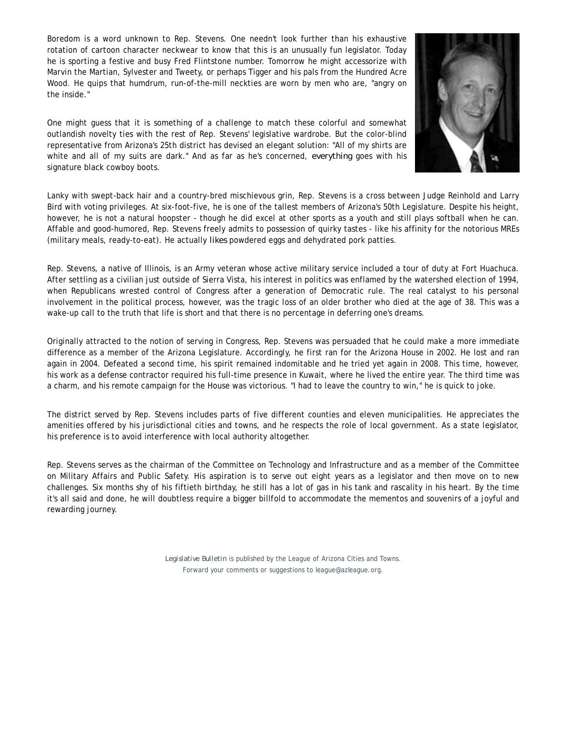Boredom is a word unknown to Rep. Stevens. One needn't look further than his exhaustive rotation of cartoon character neckwear to know that this is an unusually fun legislator. Today he is sporting a festive and busy Fred Flintstone number. Tomorrow he might accessorize with Marvin the Martian, Sylvester and Tweety, or perhaps Tigger and his pals from the Hundred Acre Wood. He quips that humdrum, run-of-the-mill neckties are worn by men who are, "angry on the inside."

One might guess that it is something of a challenge to match these colorful and somewhat outlandish novelty ties with the rest of Rep. Stevens' legislative wardrobe. But the color-blind representative from Arizona's 25th district has devised an elegant solution: "All of my shirts are white and all of my suits are dark." And as far as he's concerned, *everything* goes with his signature black cowboy boots.

Lanky with swept-back hair and a country-bred mischievous grin, Rep. Stevens is a cross between Judge Reinhold and Larry Bird with voting privileges. At six-foot-five, he is one of the tallest members of Arizona's 50th Legislature. Despite his height, however, he is not a natural hoopster - though he did excel at other sports as a youth and still plays softball when he can. Affable and good-humored, Rep. Stevens freely admits to possession of quirky tastes - like his affinity for the notorious MREs (military meals, ready-to-eat). He actually *likes* powdered eggs and dehydrated pork patties.

Rep. Stevens, a native of Illinois, is an Army veteran whose active military service included a tour of duty at Fort Huachuca. After settling as a civilian just outside of Sierra Vista, his interest in politics was enflamed by the watershed election of 1994, when Republicans wrested control of Congress after a generation of Democratic rule. The real catalyst to his personal involvement in the political process, however, was the tragic loss of an older brother who died at the age of 38. This was a wake-up call to the truth that life is short and that there is no percentage in deferring one's dreams.

Originally attracted to the notion of serving in Congress, Rep. Stevens was persuaded that he could make a more immediate difference as a member of the Arizona Legislature. Accordingly, he first ran for the Arizona House in 2002. He lost and ran again in 2004. Defeated a second time, his spirit remained indomitable and he tried yet again in 2008. This time, however, his work as a defense contractor required his full-time presence in Kuwait, where he lived the entire year. The third time was a charm, and his remote campaign for the House was victorious. "I had to leave the country to win," he is quick to joke.

The district served by Rep. Stevens includes parts of five different counties and eleven municipalities. He appreciates the amenities offered by his jurisdictional cities and towns, and he respects the role of local government. As a state legislator, his preference is to avoid interference with local authority altogether.

Rep. Stevens serves as the chairman of the Committee on Technology and Infrastructure and as a member of the Committee on Military Affairs and Public Safety. His aspiration is to serve out eight years as a legislator and then move on to new challenges. Six months shy of his fiftieth birthday, he still has a lot of gas in his tank and rascality in his heart. By the time it's all said and done, he will doubtless require a bigger billfold to accommodate the mementos and souvenirs of a joyful and rewarding journey.

*Legislative Bulletin* is published by the League of Arizona Cities and Towns.
Forward your comments or suggestions to league@azleague.org.